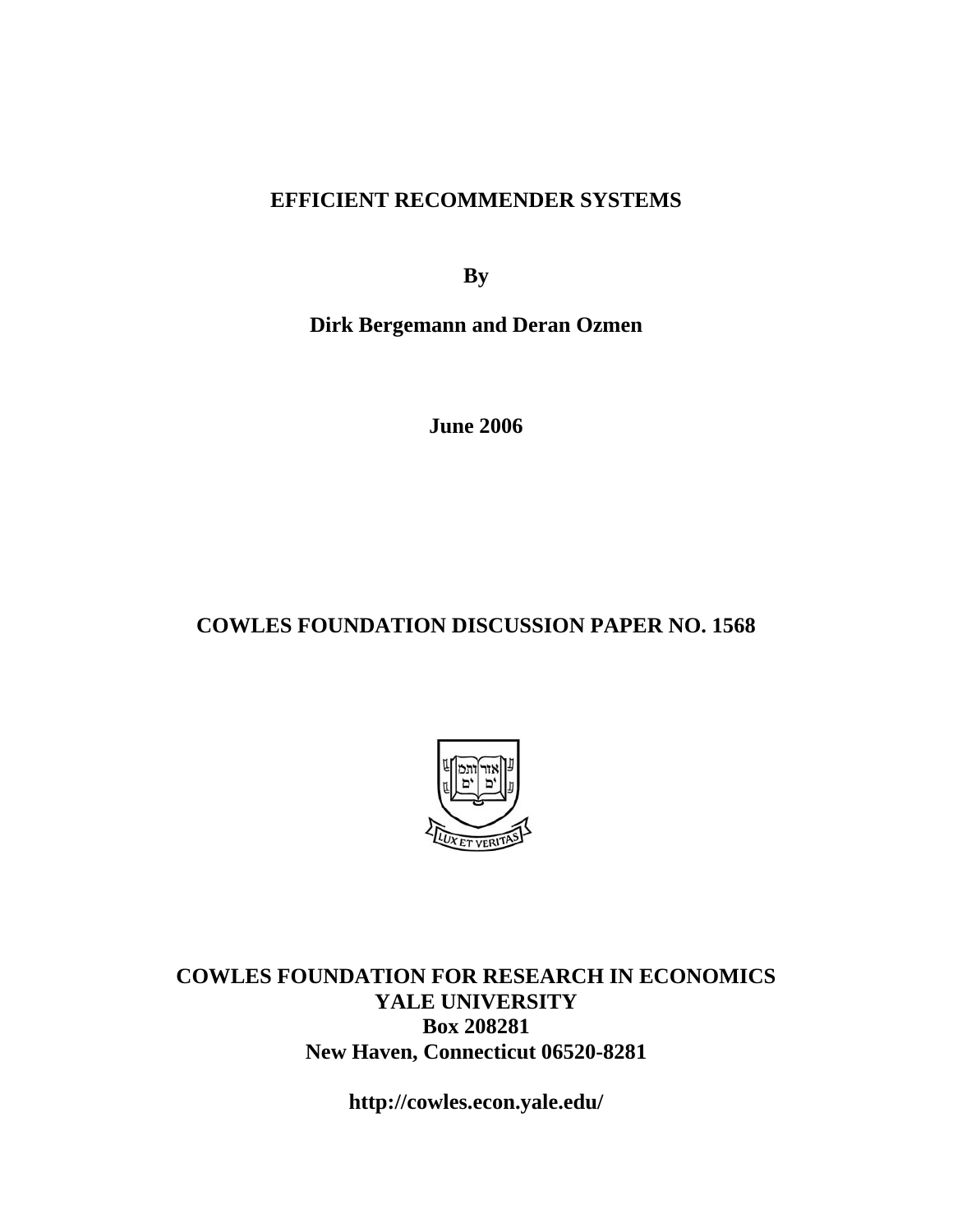# EFFICIENT RECOMMENDER SYSTEMS

**By**

**Dirk Bergemann and Deran Ozmen**

**June 2006**

## COWLES FOUNDATION DISCUSSION PAPER NO. 1568

**COWLES FOUNDATION FOR RESEARCH IN ECONOMICS**
**YALE UNIVERSITY**
**Box 208281**
**New Haven, Connecticut 06520-8281**

**http://cowles.econ.yale.edu/**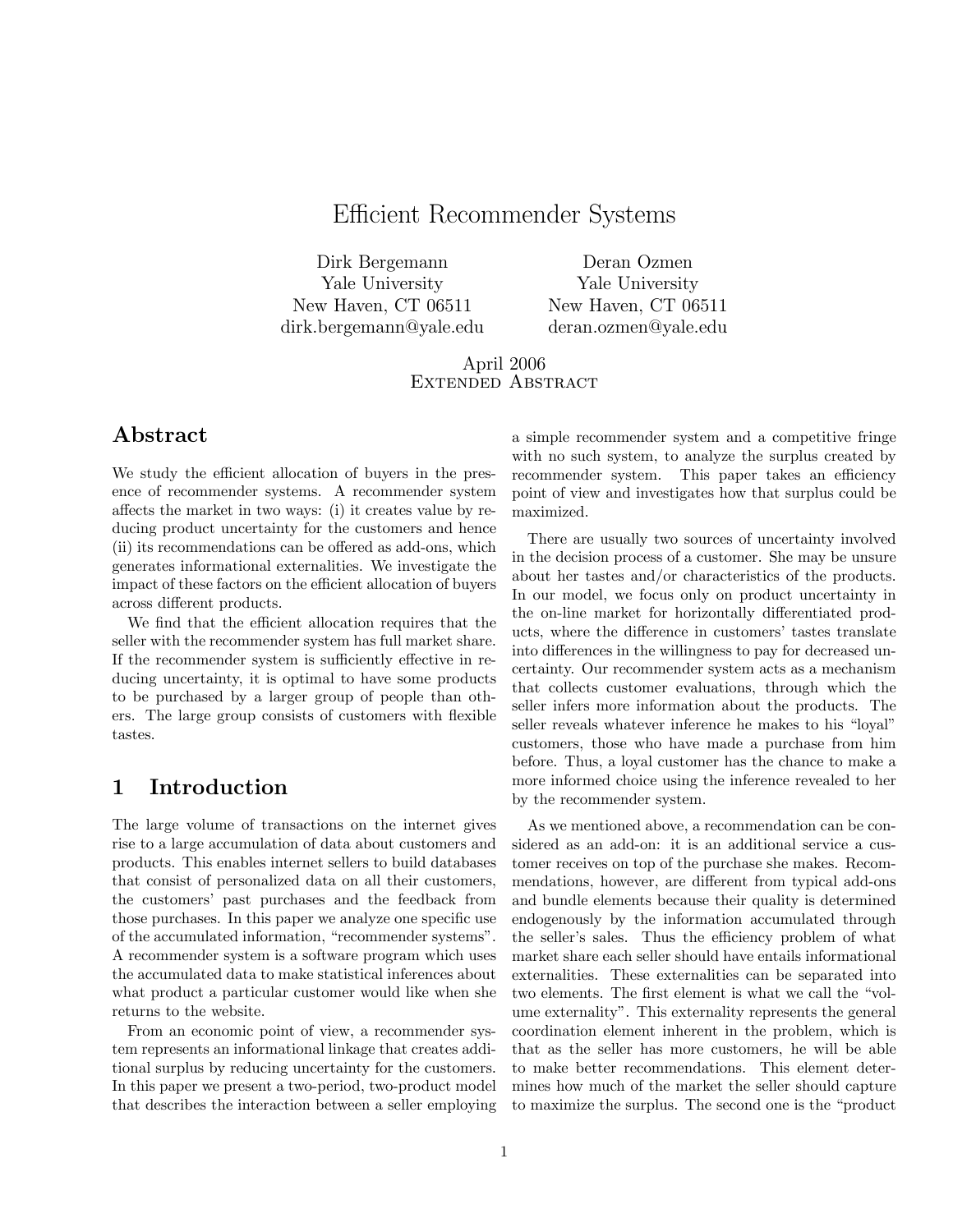# Efficient Recommender Systems

Dirk Bergemann
Yale University
New Haven, CT 06511
dirk.bergemann@yale.edu

Deran Ozmen
Yale University
New Haven, CT 06511
deran.ozmen@yale.edu

April 2006
Extended Abstract

## Abstract

We study the efficient allocation of buyers in the presence of recommender systems. A recommender system affects the market in two ways: (i) it creates value by reducing product uncertainty for the customers and hence (ii) its recommendations can be offered as add-ons, which generates informational externalities. We investigate the impact of these factors on the efficient allocation of buyers across different products.

We find that the efficient allocation requires that the seller with the recommender system has full market share. If the recommender system is sufficiently effective in reducing uncertainty, it is optimal to have some products to be purchased by a larger group of people than others. The large group consists of customers with flexible tastes.

## 1 Introduction

The large volume of transactions on the internet gives rise to a large accumulation of data about customers and products. This enables internet sellers to build databases that consist of personalized data on all their customers, the customers' past purchases and the feedback from those purchases. In this paper we analyze one specific use of the accumulated information, "recommender systems". A recommender system is a software program which uses the accumulated data to make statistical inferences about what product a particular customer would like when she returns to the website.

From an economic point of view, a recommender system represents an informational linkage that creates additional surplus by reducing uncertainty for the customers. In this paper we present a two-period, two-product model that describes the interaction between a seller employing a simple recommender system and a competitive fringe with no such system, to analyze the surplus created by recommender system. This paper takes an efficiency point of view and investigates how that surplus could be maximized.

There are usually two sources of uncertainty involved in the decision process of a customer. She may be unsure about her tastes and/or characteristics of the products. In our model, we focus only on product uncertainty in the on-line market for horizontally differentiated products, where the difference in customers' tastes translate into differences in the willingness to pay for decreased uncertainty. Our recommender system acts as a mechanism that collects customer evaluations, through which the seller infers more information about the products. The seller reveals whatever inference he makes to his "loyal" customers, those who have made a purchase from him before. Thus, a loyal customer has the chance to make a more informed choice using the inference revealed to her by the recommender system.

As we mentioned above, a recommendation can be considered as an add-on: it is an additional service a customer receives on top of the purchase she makes. Recommendations, however, are different from typical add-ons and bundle elements because their quality is determined endogenously by the information accumulated through the seller's sales. Thus the efficiency problem of what market share each seller should have entails informational externalities. These externalities can be separated into two elements. The first element is what we call the "volume externality". This externality represents the general coordination element inherent in the problem, which is that as the seller has more customers, he will be able to make better recommendations. This element determines how much of the market the seller should capture to maximize the surplus. The second one is the "product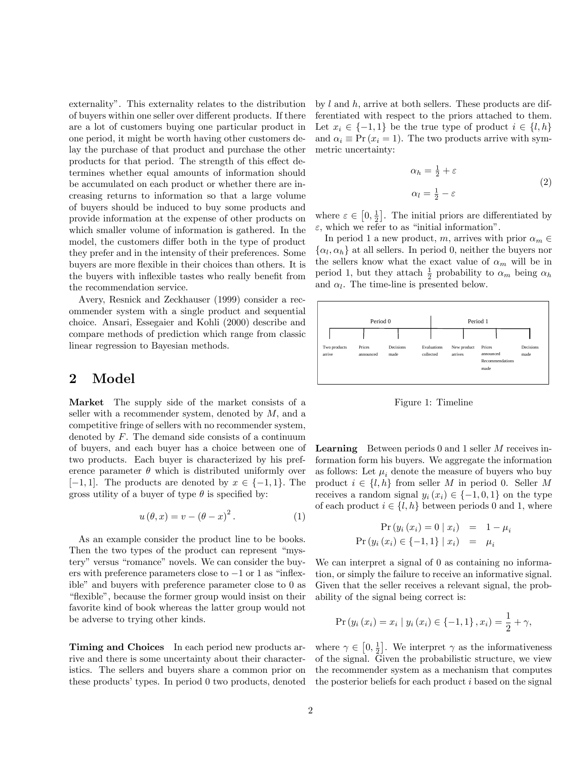externality". This externality relates to the distribution of buyers within one seller over different products. If there are a lot of customers buying one particular product in one period, it might be worth having other customers delay the purchase of that product and purchase the other products for that period. The strength of this effect determines whether equal amounts of information should be accumulated on each product or whether there are increasing returns to information so that a large volume of buyers should be induced to buy some products and provide information at the expense of other products on which smaller volume of information is gathered. In the model, the customers differ both in the type of product they prefer and in the intensity of their preferences. Some buyers are more flexible in their choices than others. It is the buyers with inflexible tastes who really benefit from the recommendation service.

Avery, Resnick and Zeckhauser (1999) consider a recommender system with a single product and sequential choice. Ansari, Essegaier and Kohli (2000) describe and compare methods of prediction which range from classic linear regression to Bayesian methods.

## 2 Model

**Market** The supply side of the market consists of a seller with a recommender system, denoted by $M$, and a competitive fringe of sellers with no recommender system, denoted by $F$. The demand side consists of a continuum of buyers, and each buyer has a choice between one of two products. Each buyer is characterized by his preference parameter $\theta$ which is distributed uniformly over $[-1, 1]$. The products are denoted by $x \in \{-1, 1\}$. The gross utility of a buyer of type $\theta$ is specified by:

$$u(\theta, x) = v - (\theta - x)^2. \tag{1}$$

As an example consider the product line to be books. Then the two types of the product can represent "mystery" versus "romance" novels. We can consider the buyers with preference parameters close to $-1$ or $1$ as "inflexible" and buyers with preference parameter close to 0 as "flexible", because the former group would insist on their favorite kind of book whereas the latter group would not be adverse to trying other kinds.

**Timing and Choices** In each period new products arrive and there is some uncertainty about their characteristics. The sellers and buyers share a common prior on these products' types. In period 0 two products, denoted by $l$ and $h$, arrive at both sellers. These products are differentiated with respect to the priors attached to them. Let $x_i \in \{-1, 1\}$ be the true type of product $i \in \{l, h\}$ and $\alpha_i \equiv \Pr(x_i = 1)$. The two products arrive with symmetric uncertainty:

$$\begin{aligned} \alpha_h &= \tfrac{1}{2} + \varepsilon \\ \alpha_l &= \tfrac{1}{2} - \varepsilon \end{aligned} \tag{2}$$

where $\varepsilon \in \left[0, \frac{1}{2}\right]$. The initial priors are differentiated by $\varepsilon$, which we refer to as "initial information".

In period 1 a new product, $m$, arrives with prior $\alpha_m \in \{\alpha_l, \alpha_h\}$ at all sellers. In period 0, neither the buyers nor the sellers know what the exact value of $\alpha_m$ will be in period 1, but they attach $\frac{1}{2}$ probability to $\alpha_m$ being $\alpha_h$ and $\alpha_l$. The time-line is presented below.

Period 0: Two products arrive — Prices announced — Decisions made — Evaluations collected
Period 1: New product arrives — Prices announced, Recommendations made — Decisions made

Figure 1: Timeline

**Learning** Between periods 0 and 1 seller $M$ receives information form his buyers. We aggregate the information as follows: Let $\mu_i$ denote the measure of buyers who buy product $i \in \{l, h\}$ from seller $M$ in period 0. Seller $M$ receives a random signal $y_i(x_i) \in \{-1, 0, 1\}$ on the type of each product $i \in \{l, h\}$ between periods 0 and 1, where

$$\begin{aligned} \Pr(y_i(x_i) = 0 \mid x_i) &= 1 - \mu_i \\ \Pr(y_i(x_i) \in \{-1, 1\} \mid x_i) &= \mu_i \end{aligned}$$

We can interpret a signal of 0 as containing no information, or simply the failure to receive an informative signal. Given that the seller receives a relevant signal, the probability of the signal being correct is:

$$\Pr(y_i(x_i) = x_i \mid y_i(x_i) \in \{-1, 1\}, x_i) = \frac{1}{2} + \gamma,$$

where $\gamma \in \left[0, \frac{1}{2}\right]$. We interpret $\gamma$ as the informativeness of the signal. Given the probabilistic structure, we view the recommender system as a mechanism that computes the posterior beliefs for each product $i$ based on the signal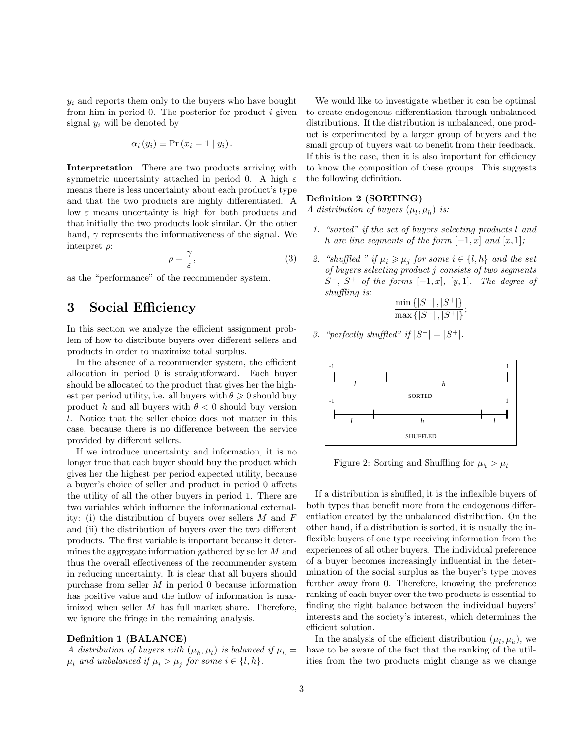$y_i$ and reports them only to the buyers who have bought from him in period 0. The posterior for product $i$ given signal $y_i$ will be denoted by

$$\alpha_i(y_i) \equiv \Pr(x_i = 1 \mid y_i).$$

**Interpretation** There are two products arriving with symmetric uncertainty attached in period 0. A high $\varepsilon$ means there is less uncertainty about each product's type and that the two products are highly differentiated. A low $\varepsilon$ means uncertainty is high for both products and that initially the two products look similar. On the other hand, $\gamma$ represents the informativeness of the signal. We interpret $\rho$:

$$\rho = \frac{\gamma}{\varepsilon}, \tag{3}$$

as the "performance" of the recommender system.

## 3 Social Efficiency

In this section we analyze the efficient assignment problem of how to distribute buyers over different sellers and products in order to maximize total surplus.

In the absence of a recommender system, the efficient allocation in period 0 is straightforward. Each buyer should be allocated to the product that gives her the highest per period utility, i.e. all buyers with $\theta \geqslant 0$ should buy product $h$ and all buyers with $\theta < 0$ should buy version $l$. Notice that the seller choice does not matter in this case, because there is no difference between the service provided by different sellers.

If we introduce uncertainty and information, it is no longer true that each buyer should buy the product which gives her the highest per period expected utility, because a buyer's choice of seller and product in period 0 affects the utility of all the other buyers in period 1. There are two variables which influence the informational externality: (i) the distribution of buyers over sellers $M$ and $F$ and (ii) the distribution of buyers over the two different products. The first variable is important because it determines the aggregate information gathered by seller $M$ and thus the overall effectiveness of the recommender system in reducing uncertainty. It is clear that all buyers should purchase from seller $M$ in period 0 because information has positive value and the inflow of information is maximized when seller $M$ has full market share. Therefore, we ignore the fringe in the remaining analysis.

**Definition 1 (BALANCE)**
*A distribution of buyers with $(\mu_h, \mu_l)$ is balanced if $\mu_h = \mu_l$ and unbalanced if $\mu_i > \mu_j$ for some $i \in \{l, h\}$.*

We would like to investigate whether it can be optimal to create endogenous differentiation through unbalanced distributions. If the distribution is unbalanced, one product is experimented by a larger group of buyers and the small group of buyers wait to benefit from their feedback. If this is the case, then it is also important for efficiency to know the composition of these groups. This suggests the following definition.

**Definition 2 (SORTING)**
*A distribution of buyers $(\mu_l, \mu_h)$ is:*

1. *"sorted" if the set of buyers selecting products $l$ and $h$ are line segments of the form $[-1, x]$ and $[x, 1]$;*
2. *"shuffled " if $\mu_i \geqslant \mu_j$ for some $i \in \{l, h\}$ and the set of buyers selecting product $j$ consists of two segments $S^-$, $S^+$ of the forms $[-1, x]$, $[y, 1]$. The degree of shuffling is:*
$$\frac{\min\{|S^-|, |S^+|\}}{\max\{|S^-|, |S^+|\}};$$
3. *"perfectly shuffled" if $|S^-| = |S^+|$.*

Figure 2: Sorting and Shuffling for $\mu_h > \mu_l$

If a distribution is shuffled, it is the inflexible buyers of both types that benefit more from the endogenous differentiation created by the unbalanced distribution. On the other hand, if a distribution is sorted, it is usually the inflexible buyers of one type receiving information from the experiences of all other buyers. The individual preference of a buyer becomes increasingly influential in the determination of the social surplus as the buyer's type moves further away from 0. Therefore, knowing the preference ranking of each buyer over the two products is essential to finding the right balance between the individual buyers' interests and the society's interest, which determines the efficient solution.

In the analysis of the efficient distribution $(\mu_l, \mu_h)$, we have to be aware of the fact that the ranking of the utilities from the two products might change as we change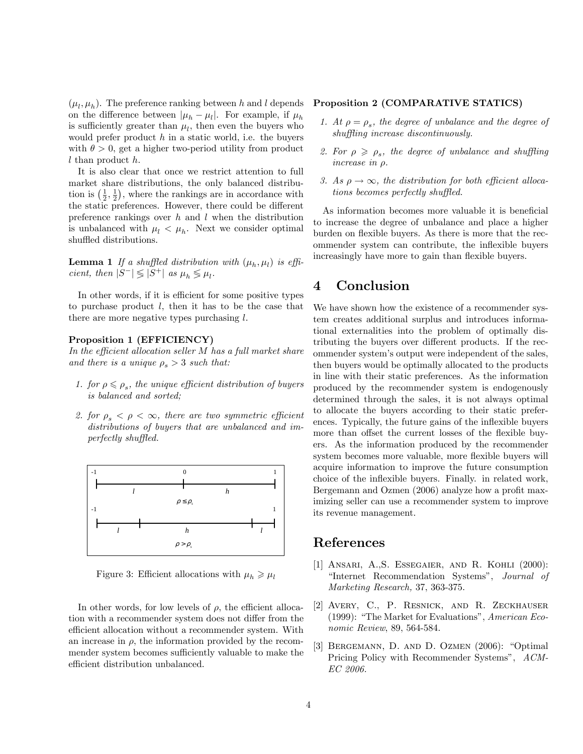$(\mu_l, \mu_h)$. The preference ranking between $h$ and $l$ depends on the difference between $|\mu_h - \mu_l|$. For example, if $\mu_h$ is sufficiently greater than $\mu_l$, then even the buyers who would prefer product $h$ in a static world, i.e. the buyers with $\theta > 0$, get a higher two-period utility from product $l$ than product $h$.

It is also clear that once we restrict attention to full market share distributions, the only balanced distribution is $\left(\frac{1}{2}, \frac{1}{2}\right)$, where the rankings are in accordance with the static preferences. However, there could be different preference rankings over $h$ and $l$ when the distribution is unbalanced with $\mu_l < \mu_h$. Next we consider optimal shuffled distributions.

**Lemma 1** *If a shuffled distribution with $(\mu_h, \mu_l)$ is efficient, then $|S^-| \lesseqgtr |S^+|$ as $\mu_h \lesseqgtr \mu_l$.*

In other words, if it is efficient for some positive types to purchase product $l$, then it has to be the case that there are more negative types purchasing $l$.

**Proposition 1 (EFFICIENCY)**
*In the efficient allocation seller $M$ has a full market share and there is a unique $\rho_s > 3$ such that:*

1. *for $\rho \leqslant \rho_s$, the unique efficient distribution of buyers is balanced and sorted;*
2. *for $\rho_s < \rho < \infty$, there are two symmetric efficient distributions of buyers that are unbalanced and imperfectly shuffled.*

-1
0
1
l
h
$\rho \leq \rho_s$
-1
1
l
h
l
$\rho > \rho_s$

Figure 3: Efficient allocations with $\mu_h \geqslant \mu_l$

In other words, for low levels of $\rho$, the efficient allocation with a recommender system does not differ from the efficient allocation without a recommender system. With an increase in $\rho$, the information provided by the recommender system becomes sufficiently valuable to make the efficient distribution unbalanced.

**Proposition 2 (COMPARATIVE STATICS)**

1. *At $\rho = \rho_s$, the degree of unbalance and the degree of shuffling increase discontinuously.*
2. *For $\rho \geqslant \rho_s$, the degree of unbalance and shuffling increase in $\rho$.*
3. *As $\rho \to \infty$, the distribution for both efficient allocations becomes perfectly shuffled.*

As information becomes more valuable it is beneficial to increase the degree of unbalance and place a higher burden on flexible buyers. As there is more that the recommender system can contribute, the inflexible buyers increasingly have more to gain than flexible buyers.

## 4 Conclusion

We have shown how the existence of a recommender system creates additional surplus and introduces informational externalities into the problem of optimally distributing the buyers over different products. If the recommender system's output were independent of the sales, then buyers would be optimally allocated to the products in line with their static preferences. As the information produced by the recommender system is endogenously determined through the sales, it is not always optimal to allocate the buyers according to their static preferences. Typically, the future gains of the inflexible buyers more than offset the current losses of the flexible buyers. As the information produced by the recommender system becomes more valuable, more flexible buyers will acquire information to improve the future consumption choice of the inflexible buyers. Finally. in related work, Bergemann and Ozmen (2006) analyze how a profit maximizing seller can use a recommender system to improve its revenue management.

## References

[1] Ansari, A.,S. Essegaier, and R. Kohli (2000): "Internet Recommendation Systems", *Journal of Marketing Research,* 37, 363-375.

[2] Avery, C., P. Resnick, and R. Zeckhauser (1999): "The Market for Evaluations", *American Economic Review*, 89, 564-584.

[3] Bergemann, D. and D. Ozmen (2006): "Optimal Pricing Policy with Recommender Systems", *ACM-EC 2006.*